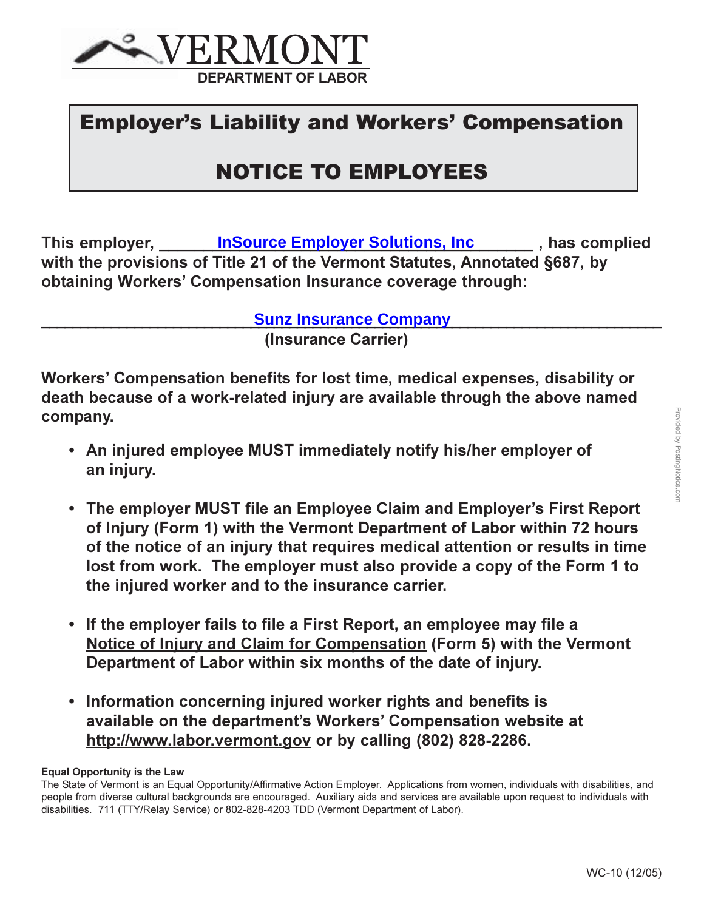VERMONT

DEPARTMENT OF LABOR

# Employer's Liability and Workers' Compensation

# NOTICE TO EMPLOYEES

**This employer, InSource Employer Solutions, Inc , has complied with the provisions of Title 21 of the Vermont Statutes, Annotated §687, by obtaining Workers' Compensation Insurance coverage through:**

**Sunz Insurance Company**

**(Insurance Carrier)**

**Workers' Compensation benefits for lost time, medical expenses, disability or death because of a work-related injury are available through the above named company.**

- **An injured employee MUST immediately notify his/her employer of an injury.**
- **The employer MUST file an Employee Claim and Employer's First Report of Injury (Form 1) with the Vermont Department of Labor within 72 hours of the notice of an injury that requires medical attention or results in time lost from work. The employer must also provide a copy of the Form 1 to the injured worker and to the insurance carrier.**
- **If the employer fails to file a First Report, an employee may file a Notice of Injury and Claim for Compensation (Form 5) with the Vermont Department of Labor within six months of the date of injury.**
- **Information concerning injured worker rights and benefits is available on the department's Workers' Compensation website at http://www.labor.vermont.gov or by calling (802) 828-2286.**

**Equal Opportunity is the Law**

The State of Vermont is an Equal Opportunity/Affirmative Action Employer. Applications from women, individuals with disabilities, and people from diverse cultural backgrounds are encouraged. Auxiliary aids and services are available upon request to individuals with disabilities. 711 (TTY/Relay Service) or 802-828-4203 TDD (Vermont Department of Labor).

WC-10 (12/05)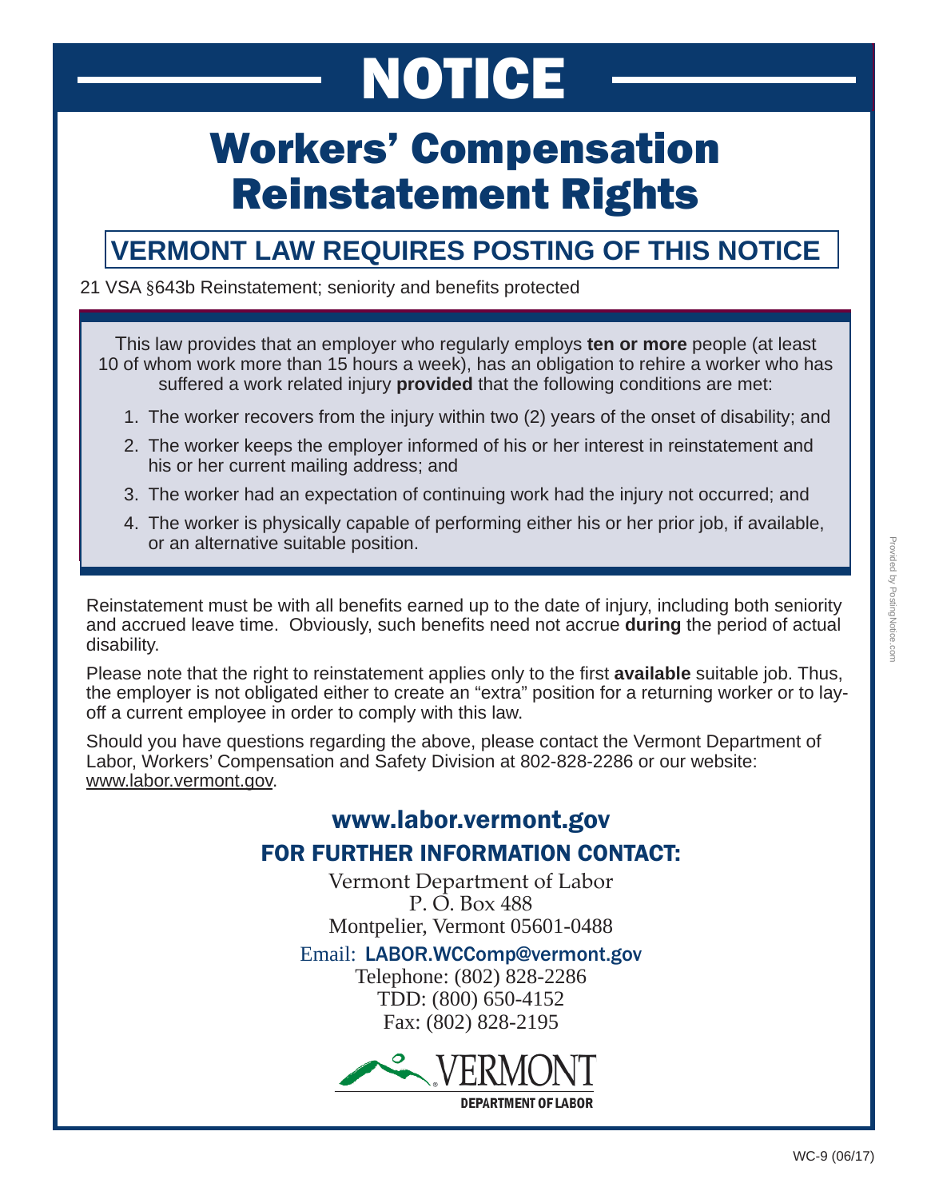# NOTICE

# Workers' Compensation Reinstatement Rights

## VERMONT LAW REQUIRES POSTING OF THIS NOTICE

21 VSA §643b Reinstatement; seniority and benefits protected

This law provides that an employer who regularly employs **ten or more** people (at least 10 of whom work more than 15 hours a week), has an obligation to rehire a worker who has suffered a work related injury **provided** that the following conditions are met:

1. The worker recovers from the injury within two (2) years of the onset of disability; and
2. The worker keeps the employer informed of his or her interest in reinstatement and his or her current mailing address; and
3. The worker had an expectation of continuing work had the injury not occurred; and
4. The worker is physically capable of performing either his or her prior job, if available, or an alternative suitable position.

Reinstatement must be with all benefits earned up to the date of injury, including both seniority and accrued leave time. Obviously, such benefits need not accrue **during** the period of actual disability.

Please note that the right to reinstatement applies only to the first **available** suitable job. Thus, the employer is not obligated either to create an "extra" position for a returning worker or to lay-off a current employee in order to comply with this law.

Should you have questions regarding the above, please contact the Vermont Department of Labor, Workers' Compensation and Safety Division at 802-828-2286 or our website: www.labor.vermont.gov.

**www.labor.vermont.gov**

**FOR FURTHER INFORMATION CONTACT:**

Vermont Department of Labor
P. O. Box 488
Montpelier, Vermont 05601-0488

Email: LABOR.WCComp@vermont.gov
Telephone: (802) 828-2286
TDD: (800) 650-4152
Fax: (802) 828-2195

VERMONT
DEPARTMENT OF LABOR

Provided by PostingNotice.com

WC-9 (06/17)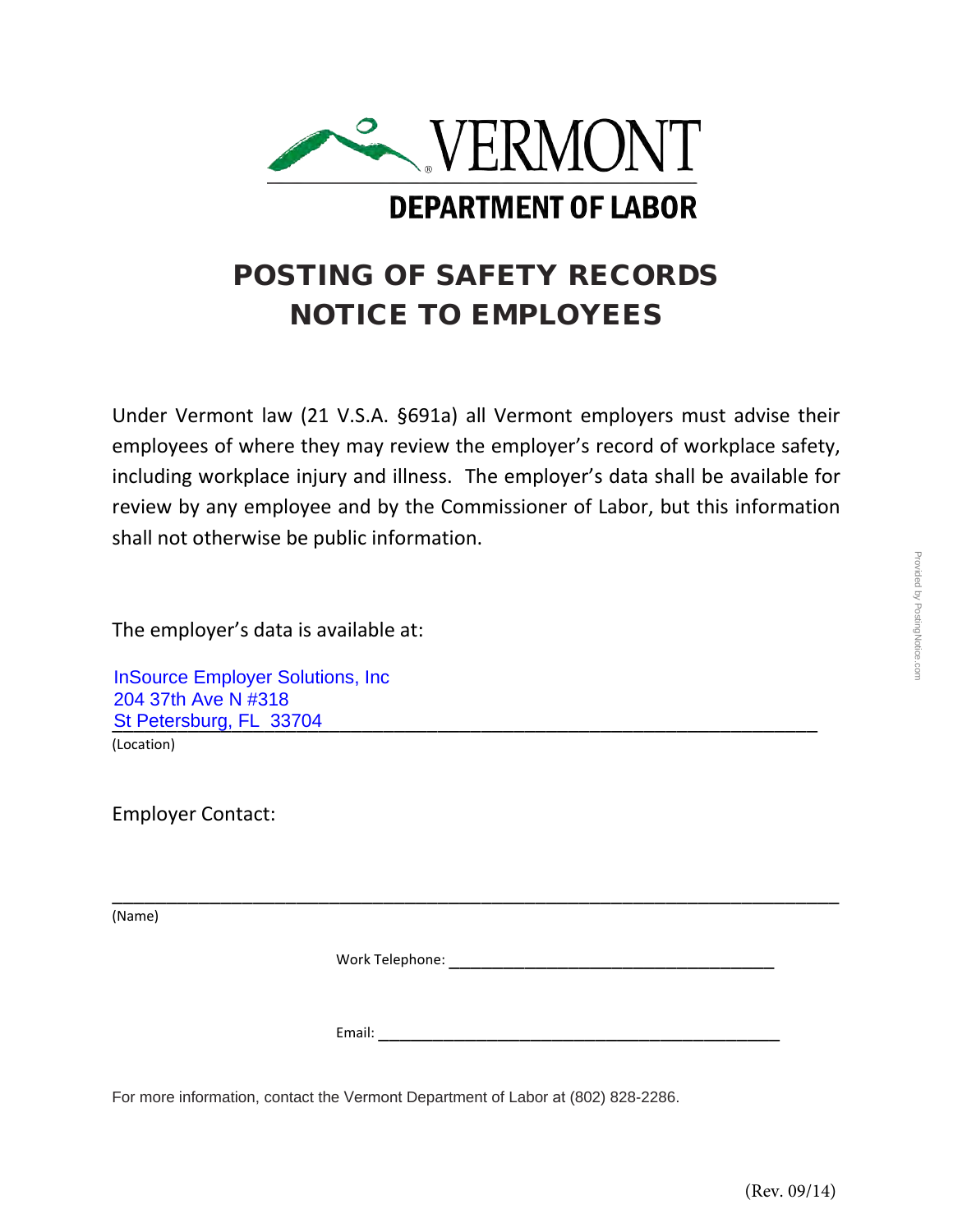VERMONT

DEPARTMENT OF LABOR

# POSTING OF SAFETY RECORDS
# NOTICE TO EMPLOYEES

Under Vermont law (21 V.S.A. §691a) all Vermont employers must advise their employees of where they may review the employer's record of workplace safety, including workplace injury and illness. The employer's data shall be available for review by any employee and by the Commissioner of Labor, but this information shall not otherwise be public information.

The employer's data is available at:

InSource Employer Solutions, Inc
204 37th Ave N #318
St Petersburg, FL 33704
(Location)

Employer Contact:

______________________________
(Name)

Work Telephone: ______________________

Email: ______________________

For more information, contact the Vermont Department of Labor at (802) 828-2286.

(Rev. 09/14)

Provided by PostingNotice.com